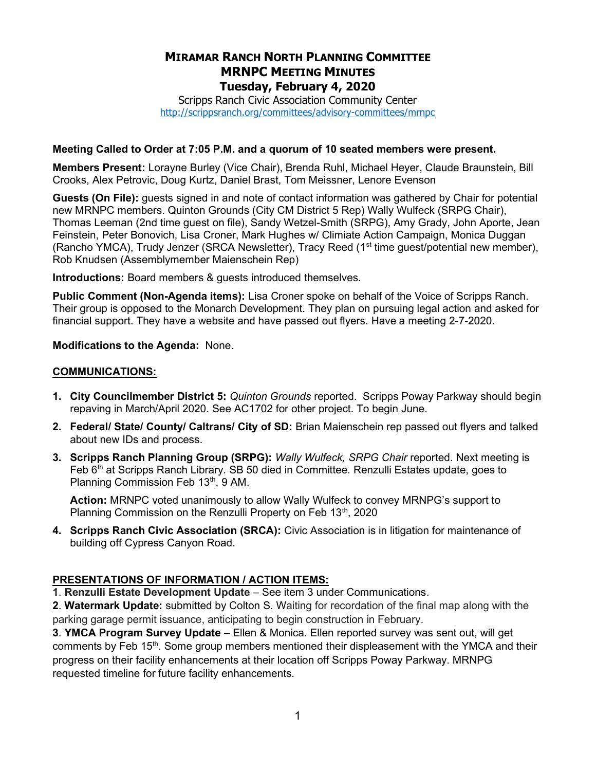# MIRAMAR RANCH NORTH PLANNING COMMITTEE
# MRNPC MEETING MINUTES
## Tuesday, February 4, 2020

Scripps Ranch Civic Association Community Center
http://scrippsranch.org/committees/advisory-committees/mrnpc

**Meeting Called to Order at 7:05 P.M. and a quorum of 10 seated members were present.**

**Members Present:** Lorayne Burley (Vice Chair), Brenda Ruhl, Michael Heyer, Claude Braunstein, Bill Crooks, Alex Petrovic, Doug Kurtz, Daniel Brast, Tom Meissner, Lenore Evenson

**Guests (On File):** guests signed in and note of contact information was gathered by Chair for potential new MRNPC members. Quinton Grounds (City CM District 5 Rep) Wally Wulfeck (SRPG Chair), Thomas Leeman (2nd time guest on file), Sandy Wetzel-Smith (SRPG), Amy Grady, John Aporte, Jean Feinstein, Peter Bonovich, Lisa Croner, Mark Hughes w/ Climiate Action Campaign, Monica Duggan (Rancho YMCA), Trudy Jenzer (SRCA Newsletter), Tracy Reed (1st time guest/potential new member), Rob Knudsen (Assemblymember Maienschein Rep)

**Introductions:** Board members & guests introduced themselves.

**Public Comment (Non-Agenda items):** Lisa Croner spoke on behalf of the Voice of Scripps Ranch. Their group is opposed to the Monarch Development. They plan on pursuing legal action and asked for financial support. They have a website and have passed out flyers. Have a meeting 2-7-2020.

**Modifications to the Agenda:** None.

## COMMUNICATIONS:

1. **City Councilmember District 5:** *Quinton Grounds* reported. Scripps Poway Parkway should begin repaving in March/April 2020. See AC1702 for other project. To begin June.
2. **Federal/ State/ County/ Caltrans/ City of SD:** Brian Maienschein rep passed out flyers and talked about new IDs and process.
3. **Scripps Ranch Planning Group (SRPG):** *Wally Wulfeck, SRPG Chair* reported. Next meeting is Feb 6th at Scripps Ranch Library. SB 50 died in Committee. Renzulli Estates update, goes to Planning Commission Feb 13th, 9 AM.

   **Action:** MRNPC voted unanimously to allow Wally Wulfeck to convey MRNPG's support to Planning Commission on the Renzulli Property on Feb 13th, 2020
4. **Scripps Ranch Civic Association (SRCA):** Civic Association is in litigation for maintenance of building off Cypress Canyon Road.

## PRESENTATIONS OF INFORMATION / ACTION ITEMS:

**1**. **Renzulli Estate Development Update** – See item 3 under Communications.

**2**. **Watermark Update:** submitted by Colton S. Waiting for recordation of the final map along with the parking garage permit issuance, anticipating to begin construction in February.

**3**. **YMCA Program Survey Update** – Ellen & Monica. Ellen reported survey was sent out, will get comments by Feb 15th. Some group members mentioned their displeasement with the YMCA and their progress on their facility enhancements at their location off Scripps Poway Parkway. MRNPG requested timeline for future facility enhancements.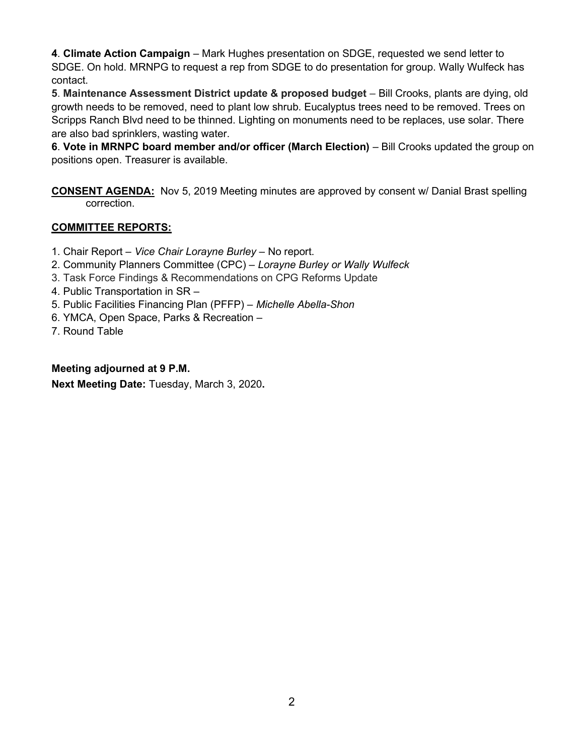**4**. **Climate Action Campaign** – Mark Hughes presentation on SDGE, requested we send letter to SDGE. On hold. MRNPG to request a rep from SDGE to do presentation for group. Wally Wulfeck has contact.

**5**. **Maintenance Assessment District update & proposed budget** – Bill Crooks, plants are dying, old growth needs to be removed, need to plant low shrub. Eucalyptus trees need to be removed. Trees on Scripps Ranch Blvd need to be thinned. Lighting on monuments need to be replaces, use solar. There are also bad sprinklers, wasting water.

**6**. **Vote in MRNPC board member and/or officer (March Election)** – Bill Crooks updated the group on positions open. Treasurer is available.

**CONSENT AGENDA:** Nov 5, 2019 Meeting minutes are approved by consent w/ Danial Brast spelling correction.

**COMMITTEE REPORTS:**

1. Chair Report – *Vice Chair Lorayne Burley* – No report.
2. Community Planners Committee (CPC) – *Lorayne Burley or Wally Wulfeck*
3. Task Force Findings & Recommendations on CPG Reforms Update
4. Public Transportation in SR –
5. Public Facilities Financing Plan (PFFP) – *Michelle Abella-Shon*
6. YMCA, Open Space, Parks & Recreation –
7. Round Table

**Meeting adjourned at 9 P.M.**

**Next Meeting Date:** Tuesday, March 3, 2020**.**